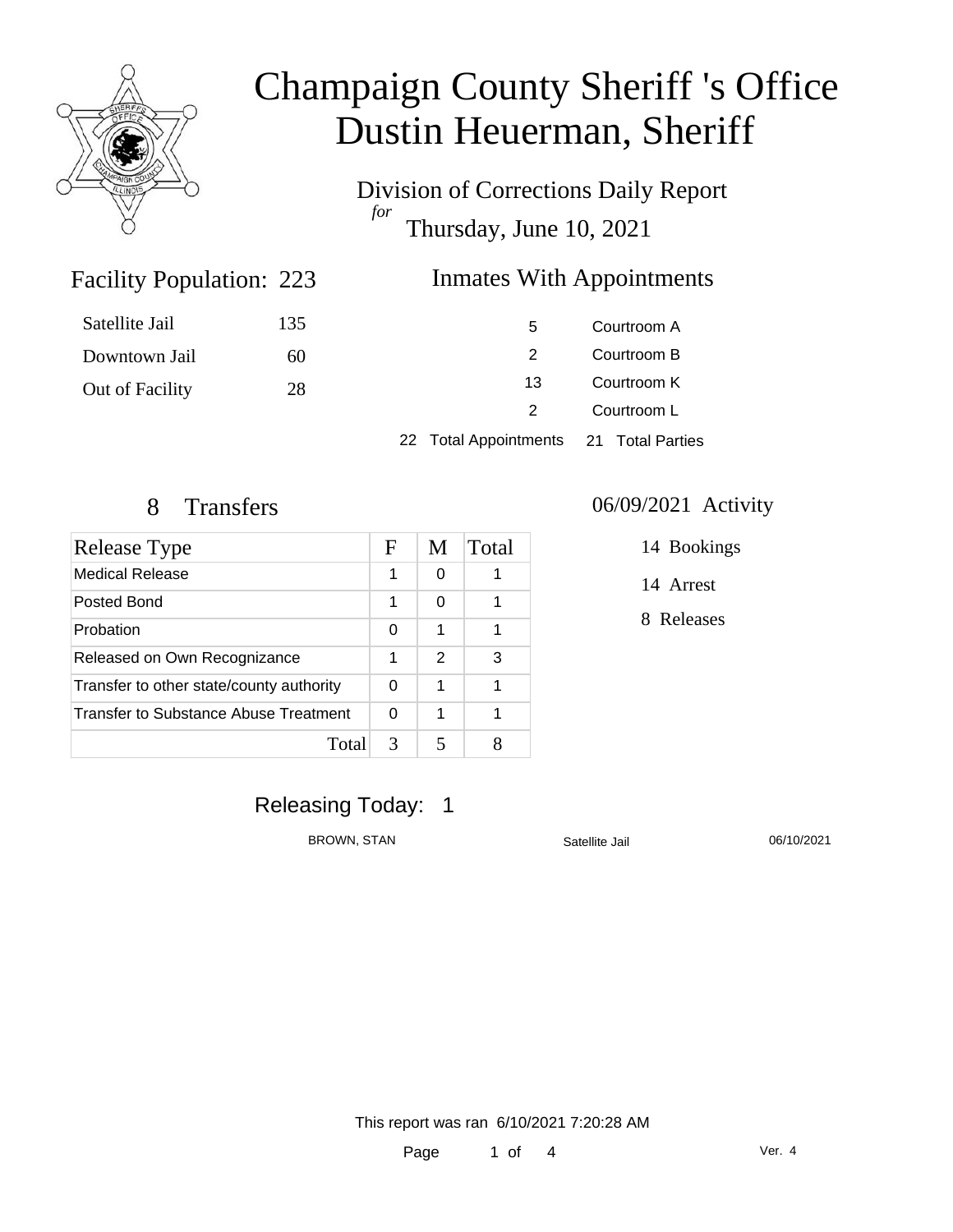# Champaign County Sheriff 's Office
# Dustin Heuerman, Sheriff

Division of Corrections Daily Report
*for*
Thursday, June 10, 2021

## Facility Population: 223

| | |
|---|---|
| Satellite Jail | 135 |
| Downtown Jail | 60 |
| Out of Facility | 28 |

## Inmates With Appointments

| | |
|---|---|
| 5 | Courtroom A |
| 2 | Courtroom B |
| 13 | Courtroom K |
| 2 | Courtroom L |

22 Total Appointments 21 Total Parties

## 8 Transfers

| Release Type | F | M | Total |
|---|---|---|---|
| Medical Release | 1 | 0 | 1 |
| Posted Bond | 1 | 0 | 1 |
| Probation | 0 | 1 | 1 |
| Released on Own Recognizance | 1 | 2 | 3 |
| Transfer to other state/county authority | 0 | 1 | 1 |
| Transfer to Substance Abuse Treatment | 0 | 1 | 1 |
| Total | 3 | 5 | 8 |

## 06/09/2021 Activity

14 Bookings

14 Arrest

8 Releases

## Releasing Today: 1

| | | |
|---|---|---|
| BROWN, STAN | Satellite Jail | 06/10/2021 |

This report was ran 6/10/2021 7:20:28 AM

Ver. 4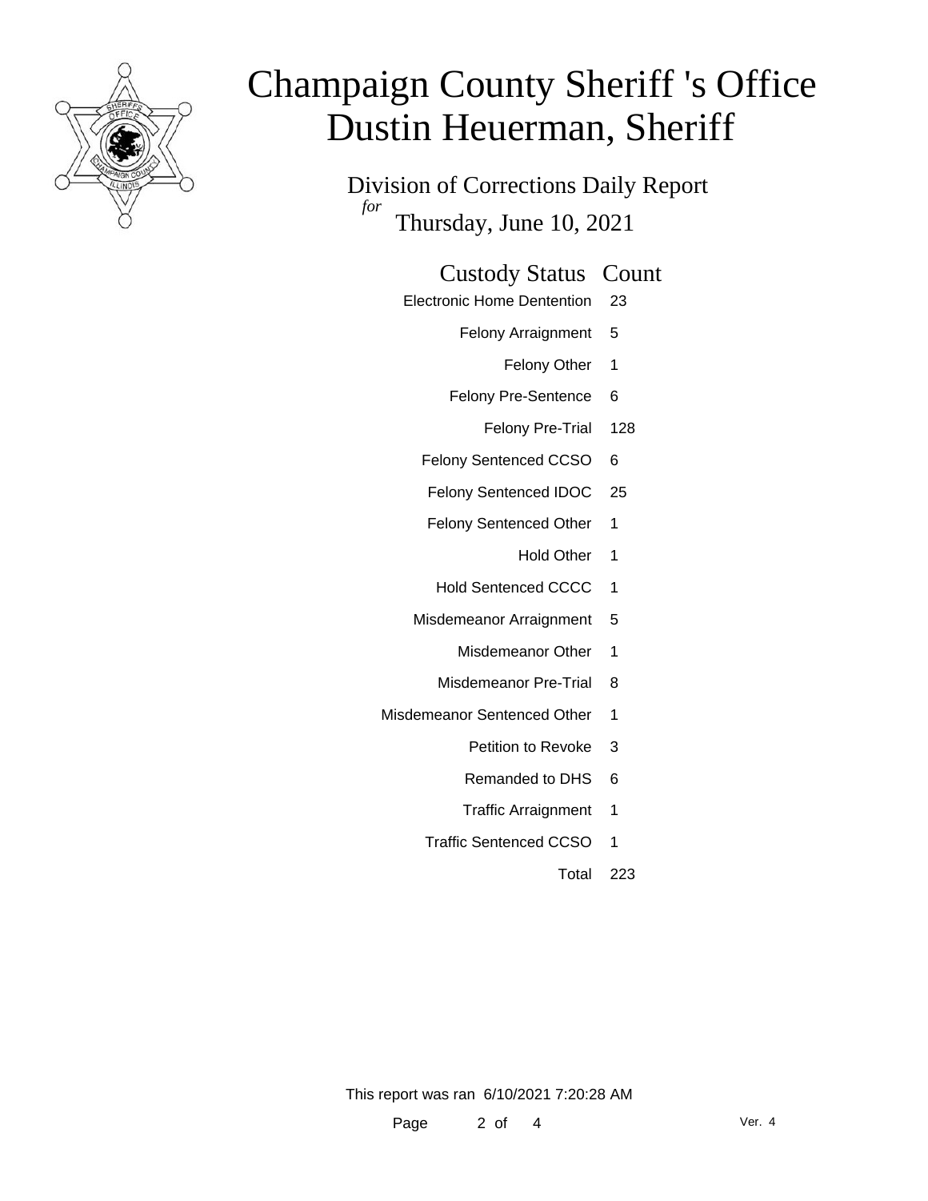# Champaign County Sheriff 's Office
# Dustin Heuerman, Sheriff

Division of Corrections Daily Report
*for*
Thursday, June 10, 2021

| Custody Status | Count |
|---|---|
| Electronic Home Dentention | 23 |
| Felony Arraignment | 5 |
| Felony Other | 1 |
| Felony Pre-Sentence | 6 |
| Felony Pre-Trial | 128 |
| Felony Sentenced CCSO | 6 |
| Felony Sentenced IDOC | 25 |
| Felony Sentenced Other | 1 |
| Hold Other | 1 |
| Hold Sentenced CCCC | 1 |
| Misdemeanor Arraignment | 5 |
| Misdemeanor Other | 1 |
| Misdemeanor Pre-Trial | 8 |
| Misdemeanor Sentenced Other | 1 |
| Petition to Revoke | 3 |
| Remanded to DHS | 6 |
| Traffic Arraignment | 1 |
| Traffic Sentenced CCSO | 1 |
| Total | 223 |

This report was ran 6/10/2021 7:20:28 AM

Ver. 4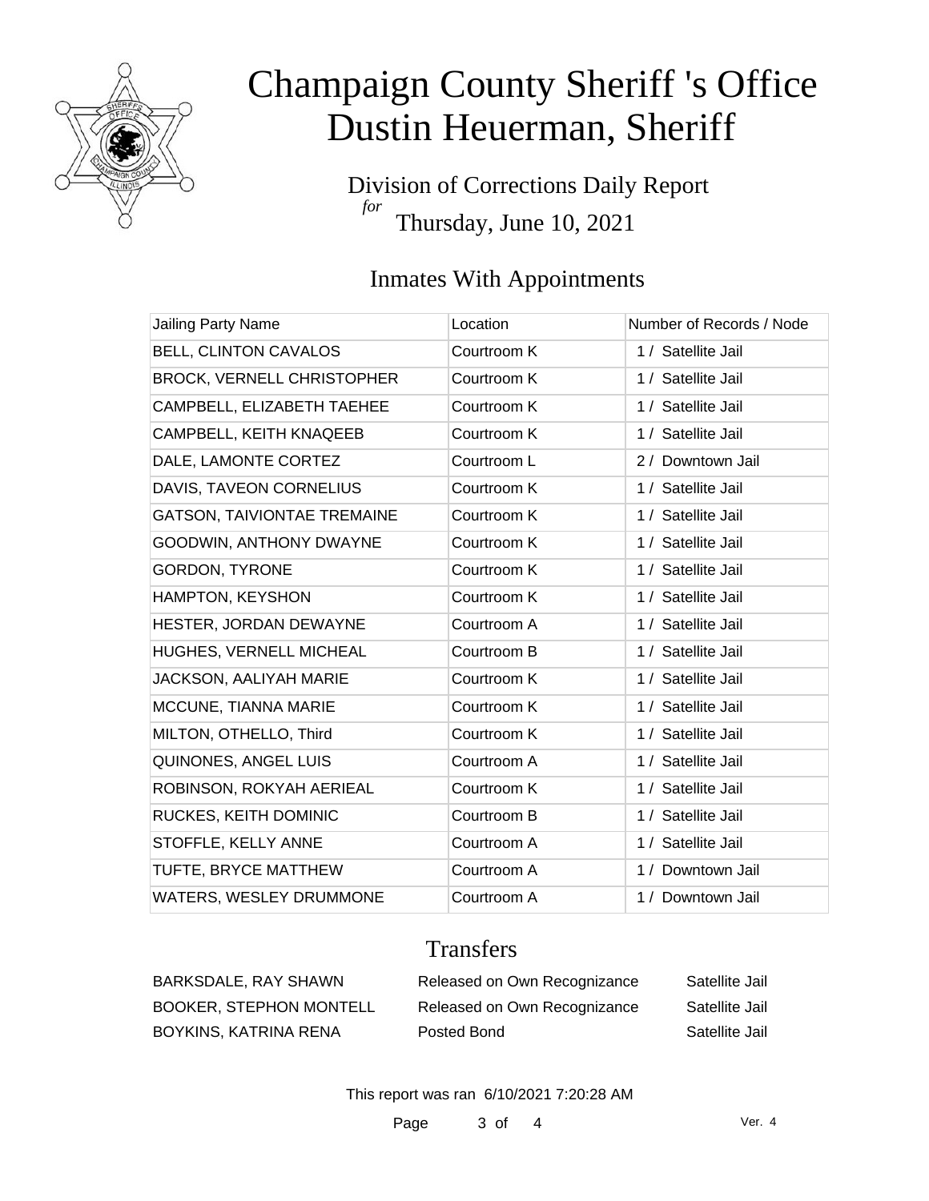# Champaign County Sheriff 's Office
# Dustin Heuerman, Sheriff

Division of Corrections Daily Report
*for*
Thursday, June 10, 2021

## Inmates With Appointments

| Jailing Party Name | Location | Number of Records / Node |
| --- | --- | --- |
| BELL, CLINTON CAVALOS | Courtroom K | 1 / Satellite Jail |
| BROCK, VERNELL CHRISTOPHER | Courtroom K | 1 / Satellite Jail |
| CAMPBELL, ELIZABETH TAEHEE | Courtroom K | 1 / Satellite Jail |
| CAMPBELL, KEITH KNAQEEB | Courtroom K | 1 / Satellite Jail |
| DALE, LAMONTE CORTEZ | Courtroom L | 2 / Downtown Jail |
| DAVIS, TAVEON CORNELIUS | Courtroom K | 1 / Satellite Jail |
| GATSON, TAIVIONTAE TREMAINE | Courtroom K | 1 / Satellite Jail |
| GOODWIN, ANTHONY DWAYNE | Courtroom K | 1 / Satellite Jail |
| GORDON, TYRONE | Courtroom K | 1 / Satellite Jail |
| HAMPTON, KEYSHON | Courtroom K | 1 / Satellite Jail |
| HESTER, JORDAN DEWAYNE | Courtroom A | 1 / Satellite Jail |
| HUGHES, VERNELL MICHEAL | Courtroom B | 1 / Satellite Jail |
| JACKSON, AALIYAH MARIE | Courtroom K | 1 / Satellite Jail |
| MCCUNE, TIANNA MARIE | Courtroom K | 1 / Satellite Jail |
| MILTON, OTHELLO, Third | Courtroom K | 1 / Satellite Jail |
| QUINONES, ANGEL LUIS | Courtroom A | 1 / Satellite Jail |
| ROBINSON, ROKYAH AERIEAL | Courtroom K | 1 / Satellite Jail |
| RUCKES, KEITH DOMINIC | Courtroom B | 1 / Satellite Jail |
| STOFFLE, KELLY ANNE | Courtroom A | 1 / Satellite Jail |
| TUFTE, BRYCE MATTHEW | Courtroom A | 1 / Downtown Jail |
| WATERS, WESLEY DRUMMONE | Courtroom A | 1 / Downtown Jail |

## Transfers

| | | |
| --- | --- | --- |
| BARKSDALE, RAY SHAWN | Released on Own Recognizance | Satellite Jail |
| BOOKER, STEPHON MONTELL | Released on Own Recognizance | Satellite Jail |
| BOYKINS, KATRINA RENA | Posted Bond | Satellite Jail |

This report was ran 6/10/2021 7:20:28 AM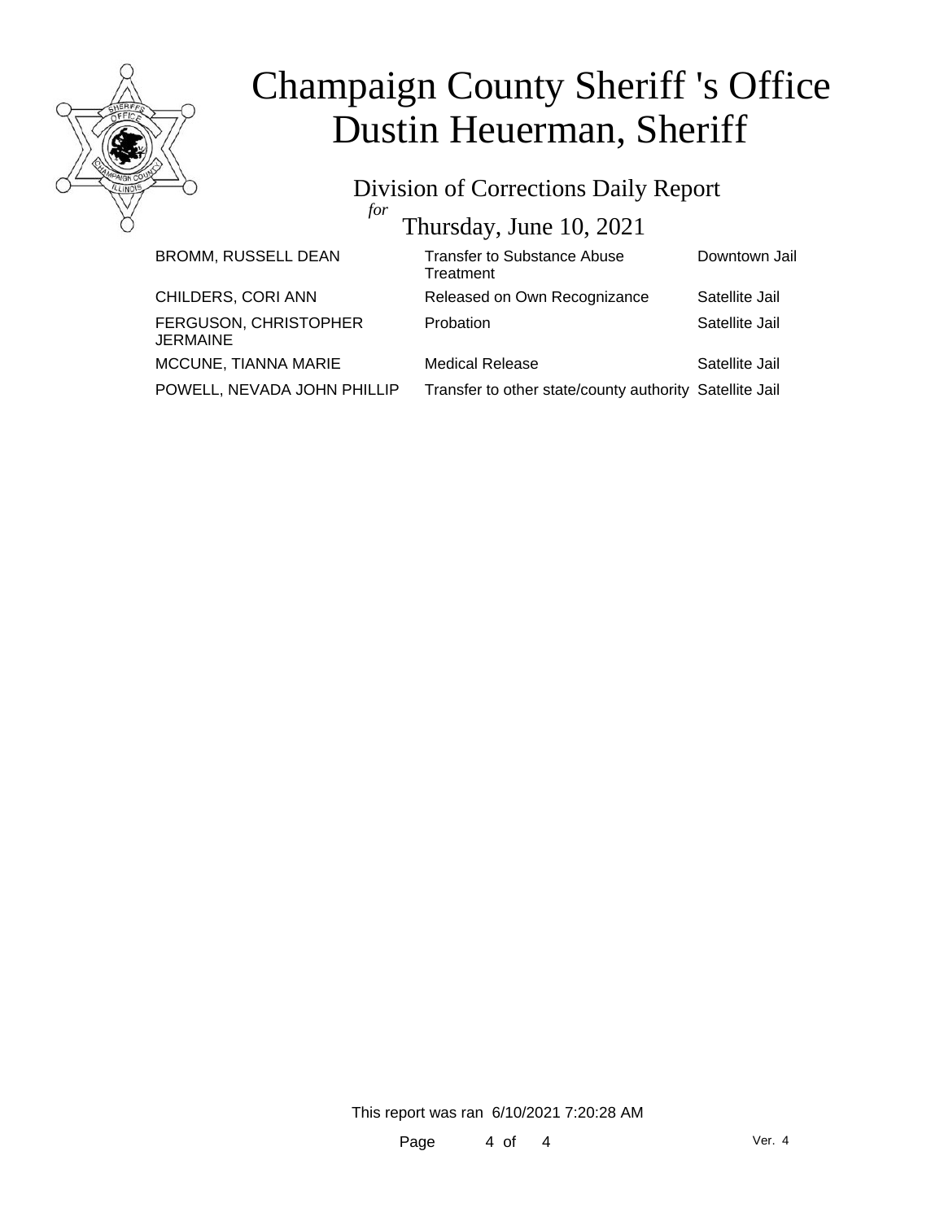# Champaign County Sheriff 's Office
# Dustin Heuerman, Sheriff

## Division of Corrections Daily Report

*for*

## Thursday, June 10, 2021

| | | |
|---|---|---|
| BROMM, RUSSELL DEAN | Transfer to Substance Abuse Treatment | Downtown Jail |
| CHILDERS, CORI ANN | Released on Own Recognizance | Satellite Jail |
| FERGUSON, CHRISTOPHER JERMAINE | Probation | Satellite Jail |
| MCCUNE, TIANNA MARIE | Medical Release | Satellite Jail |
| POWELL, NEVADA JOHN PHILLIP | Transfer to other state/county authority | Satellite Jail |

This report was ran 6/10/2021 7:20:28 AM

Ver. 4